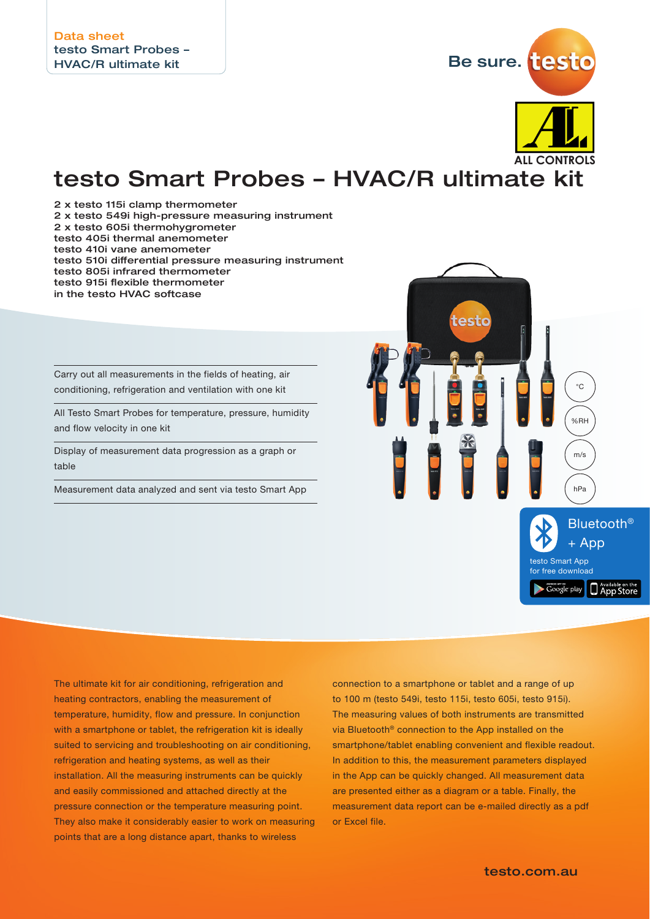Data sheet
testo Smart Probes – HVAC/R ultimate kit

Be sure. testo

ALL CONTROLS

# testo Smart Probes – HVAC/R ultimate kit

2 x testo 115i clamp thermometer
2 x testo 549i high-pressure measuring instrument
2 x testo 605i thermohygrometer
testo 405i thermal anemometer
testo 410i vane anemometer
testo 510i differential pressure measuring instrument
testo 805i infrared thermometer
testo 915i flexible thermometer
in the testo HVAC softcase

- Carry out all measurements in the fields of heating, air conditioning, refrigeration and ventilation with one kit
- All Testo Smart Probes for temperature, pressure, humidity and flow velocity in one kit
- Display of measurement data progression as a graph or table
- Measurement data analyzed and sent via testo Smart App

°C
%RH
m/s
hPa

Bluetooth® + App
testo Smart App for free download

The ultimate kit for air conditioning, refrigeration and heating contractors, enabling the measurement of temperature, humidity, flow and pressure. In conjunction with a smartphone or tablet, the refrigeration kit is ideally suited to servicing and troubleshooting on air conditioning, refrigeration and heating systems, as well as their installation. All the measuring instruments can be quickly and easily commissioned and attached directly at the pressure connection or the temperature measuring point. They also make it considerably easier to work on measuring points that are a long distance apart, thanks to wireless connection to a smartphone or tablet and a range of up to 100 m (testo 549i, testo 115i, testo 605i, testo 915i). The measuring values of both instruments are transmitted via Bluetooth® connection to the App installed on the smartphone/tablet enabling convenient and flexible readout. In addition to this, the measurement parameters displayed in the App can be quickly changed. All measurement data are presented either as a diagram or a table. Finally, the measurement data report can be e-mailed directly as a pdf or Excel file.

testo.com.au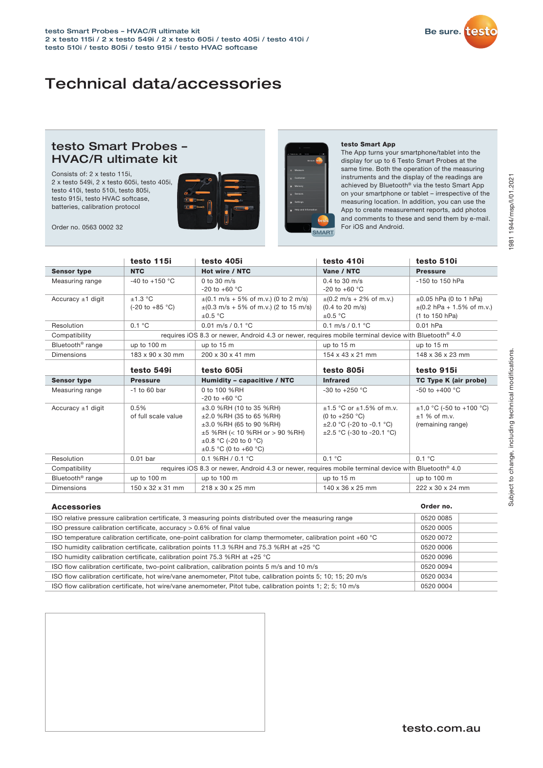# Technical data/accessories

## testo Smart Probes – HVAC/R ultimate kit

Consists of: 2 x testo 115i, 2 x testo 549i, 2 x testo 605i, testo 405i, testo 410i, testo 510i, testo 805i, testo 915i, testo HVAC softcase, batteries, calibration protocol

Order no. 0563 0002 32

**testo Smart App**
The App turns your smartphone/tablet into the display for up to 6 Testo Smart Probes at the same time. Both the operation of the measuring instruments and the display of the readings are achieved by Bluetooth® via the testo Smart App on your smartphone or tablet – irrespective of the measuring location. In addition, you can use the App to create measurement reports, add photos and comments to these and send them by e-mail. For iOS and Android.

| | testo 115i | testo 405i | testo 410i | testo 510i |
|---|---|---|---|---|
| **Sensor type** | **NTC** | **Hot wire / NTC** | **Vane / NTC** | **Pressure** |
| Measuring range | -40 to +150 °C | 0 to 30 m/s<br>-20 to +60 °C | 0.4 to 30 m/s<br>-20 to +60 °C | -150 to 150 hPa |
| Accuracy ±1 digit | ±1.3 °C<br>(-20 to +85 °C) | ±(0.1 m/s + 5% of m.v.) (0 to 2 m/s)<br>±(0.3 m/s + 5% of m.v.) (2 to 15 m/s)<br>±0.5 °C | ±(0.2 m/s + 2% of m.v.)<br>(0.4 to 20 m/s)<br>±0.5 °C | ±0.05 hPa (0 to 1 hPa)<br>±(0.2 hPa + 1.5% of m.v.)<br>(1 to 150 hPa) |
| Resolution | 0.1 °C | 0.01 m/s / 0.1 °C | 0.1 m/s / 0.1 °C | 0.01 hPa |
| Compatibility | requires iOS 8.3 or newer, Android 4.3 or newer, requires mobile terminal device with Bluetooth® 4.0 | | | |
| Bluetooth® range | up to 100 m | up to 15 m | up to 15 m | up to 15 m |
| Dimensions | 183 x 90 x 30 mm | 200 x 30 x 41 mm | 154 x 43 x 21 mm | 148 x 36 x 23 mm |

| | testo 549i | testo 605i | testo 805i | testo 915i |
|---|---|---|---|---|
| **Sensor type** | **Pressure** | **Humidity – capacitive / NTC** | **Infrared** | **TC Type K (air probe)** |
| Measuring range | -1 to 60 bar | 0 to 100 %RH<br>-20 to +60 °C | -30 to +250 °C | -50 to +400 °C |
| Accuracy ±1 digit | 0.5%<br>of full scale value | ±3.0 %RH (10 to 35 %RH)<br>±2.0 %RH (35 to 65 %RH)<br>±3.0 %RH (65 to 90 %RH)<br>±5 %RH (< 10 %RH or > 90 %RH)<br>±0.8 °C (-20 to 0 °C)<br>±0.5 °C (0 to +60 °C) | ±1.5 °C or ±1.5% of m.v.<br>(0 to +250 °C)<br>±2.0 °C (-20 to -0.1 °C)<br>±2.5 °C (-30 to -20.1 °C) | ±1,0 °C (-50 to +100 °C)<br>±1 % of m.v.<br>(remaining range) |
| Resolution | 0.01 bar | 0.1 %RH / 0.1 °C | 0.1 °C | 0.1 °C |
| Compatibility | requires iOS 8.3 or newer, Android 4.3 or newer, requires mobile terminal device with Bluetooth® 4.0 | | | |
| Bluetooth® range | up to 100 m | up to 100 m | up to 15 m | up to 100 m |
| Dimensions | 150 x 32 x 31 mm | 218 x 30 x 25 mm | 140 x 36 x 25 mm | 222 x 30 x 24 mm |

| Accessories | Order no. |
|---|---|
| ISO relative pressure calibration certificate, 3 measuring points distributed over the measuring range | 0520 0085 |
| ISO pressure calibration certificate, accuracy > 0.6% of final value | 0520 0005 |
| ISO temperature calibration certificate, one-point calibration for clamp thermometer, calibration point +60 °C | 0520 0072 |
| ISO humidity calibration certificate, calibration points 11.3 %RH and 75.3 %RH at +25 °C | 0520 0006 |
| ISO humidity calibration certificate, calibration point 75.3 %RH at +25 °C | 0520 0096 |
| ISO flow calibration certificate, two-point calibration, calibration points 5 m/s and 10 m/s | 0520 0094 |
| ISO flow calibration certificate, hot wire/vane anemometer, Pitot tube, calibration points 5; 10; 15; 20 m/s | 0520 0034 |
| ISO flow calibration certificate, hot wire/vane anemometer, Pitot tube, calibration points 1; 2; 5; 10 m/s | 0520 0004 |

1981 1944/msp/I/01.2021

Subject to change, including technical modifications.

testo.com.au